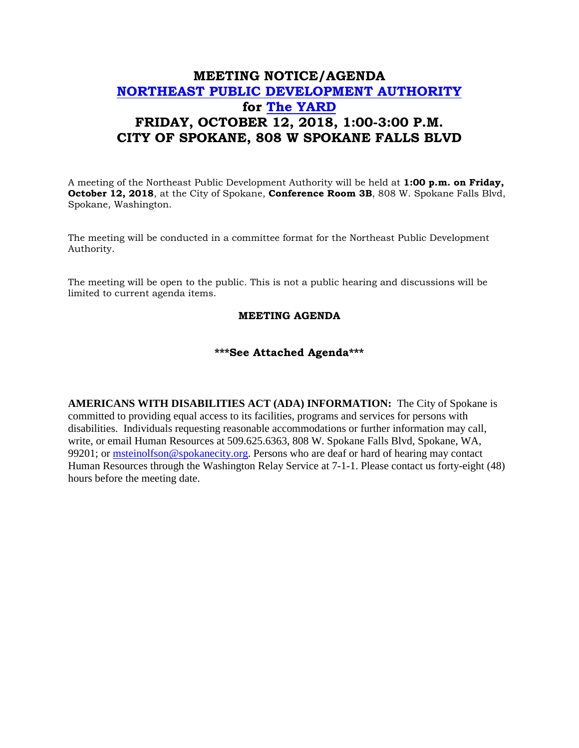# MEETING NOTICE/AGENDA
# NORTHEAST PUBLIC DEVELOPMENT AUTHORITY
# for The YARD
# FRIDAY, OCTOBER 12, 2018, 1:00-3:00 P.M.
# CITY OF SPOKANE, 808 W SPOKANE FALLS BLVD

A meeting of the Northeast Public Development Authority will be held at **1:00 p.m. on Friday, October 12, 2018**, at the City of Spokane, **Conference Room 3B**, 808 W. Spokane Falls Blvd, Spokane, Washington.

The meeting will be conducted in a committee format for the Northeast Public Development Authority.

The meeting will be open to the public. This is not a public hearing and discussions will be limited to current agenda items.

**MEETING AGENDA**

**\*\*\*See Attached Agenda\*\*\***

**AMERICANS WITH DISABILITIES ACT (ADA) INFORMATION:** The City of Spokane is committed to providing equal access to its facilities, programs and services for persons with disabilities. Individuals requesting reasonable accommodations or further information may call, write, or email Human Resources at 509.625.6363, 808 W. Spokane Falls Blvd, Spokane, WA, 99201; or msteinolfson@spokanecity.org. Persons who are deaf or hard of hearing may contact Human Resources through the Washington Relay Service at 7-1-1. Please contact us forty-eight (48) hours before the meeting date.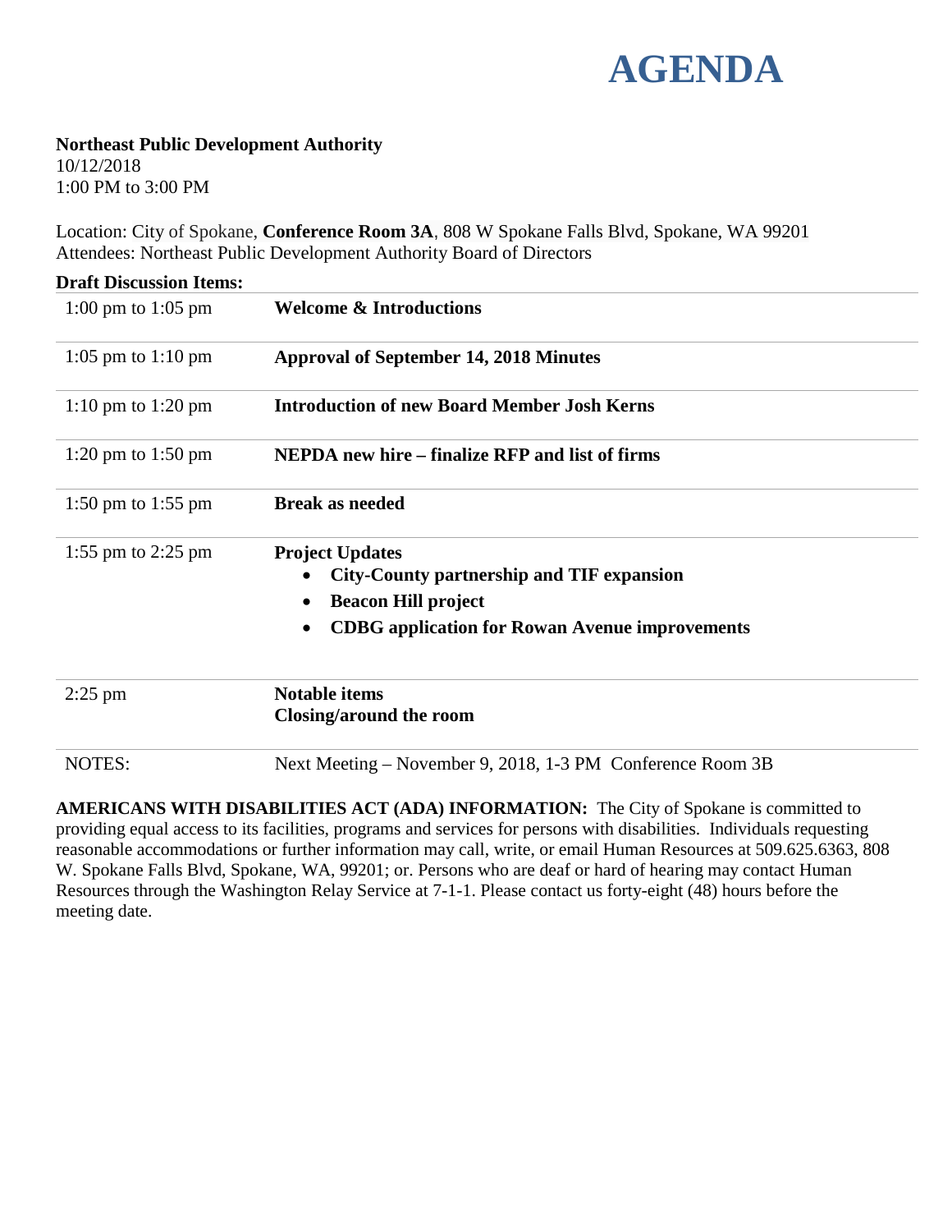# AGENDA

**Northeast Public Development Authority**
10/12/2018
1:00 PM to 3:00 PM

Location: City of Spokane, **Conference Room 3A**, 808 W Spokane Falls Blvd, Spokane, WA 99201
Attendees: Northeast Public Development Authority Board of Directors

**Draft Discussion Items:**

| | |
|---|---|
| 1:00 pm to 1:05 pm | **Welcome & Introductions** |
| 1:05 pm to 1:10 pm | **Approval of September 14, 2018 Minutes** |
| 1:10 pm to 1:20 pm | **Introduction of new Board Member Josh Kerns** |
| 1:20 pm to 1:50 pm | **NEPDA new hire – finalize RFP and list of firms** |
| 1:50 pm to 1:55 pm | **Break as needed** |
| 1:55 pm to 2:25 pm | **Project Updates**<br>• **City-County partnership and TIF expansion**<br>• **Beacon Hill project**<br>• **CDBG application for Rowan Avenue improvements** |
| 2:25 pm | **Notable items**<br>**Closing/around the room** |
| NOTES: | Next Meeting – November 9, 2018, 1-3 PM Conference Room 3B |

**AMERICANS WITH DISABILITIES ACT (ADA) INFORMATION:** The City of Spokane is committed to providing equal access to its facilities, programs and services for persons with disabilities. Individuals requesting reasonable accommodations or further information may call, write, or email Human Resources at 509.625.6363, 808 W. Spokane Falls Blvd, Spokane, WA, 99201; or. Persons who are deaf or hard of hearing may contact Human Resources through the Washington Relay Service at 7-1-1. Please contact us forty-eight (48) hours before the meeting date.